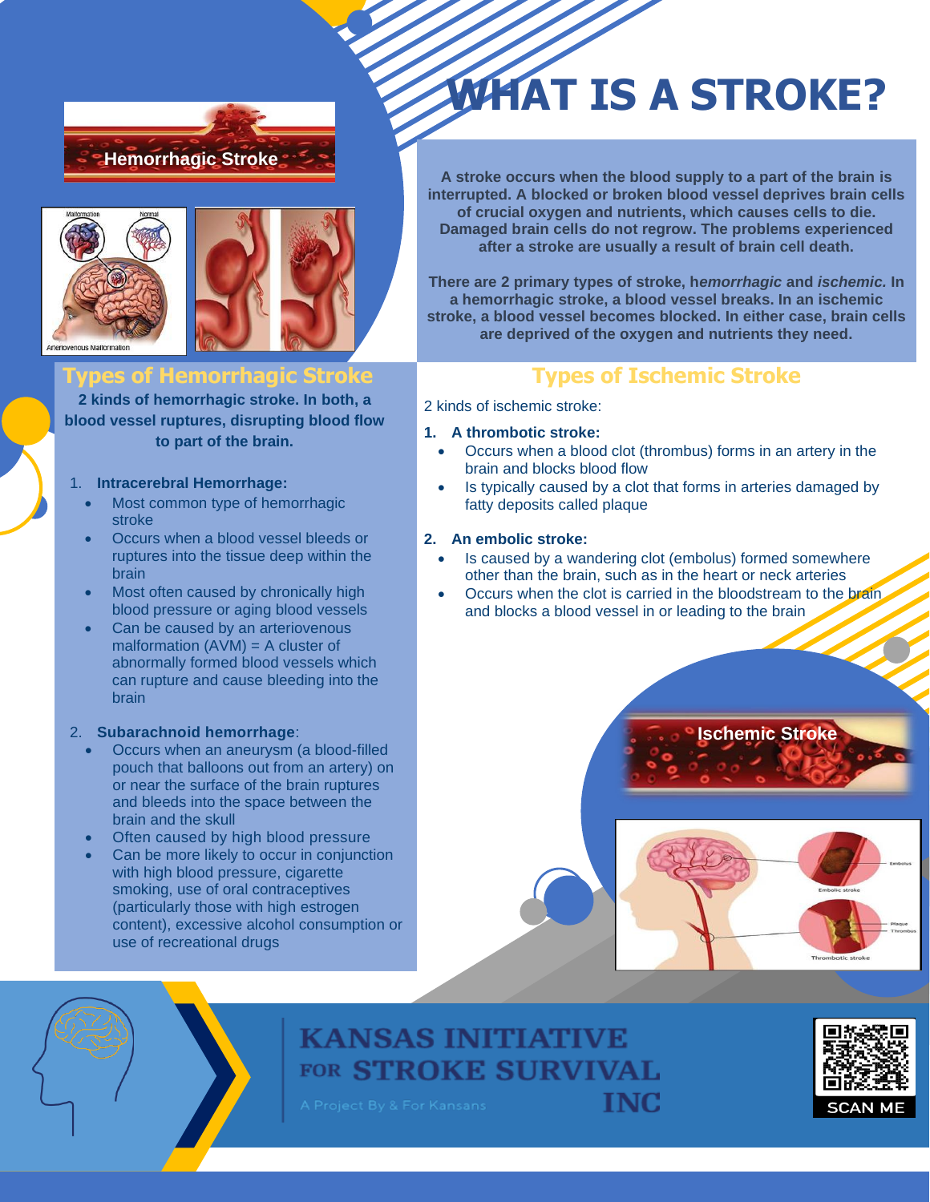# WHAT IS A STROKE?

**A stroke occurs when the blood supply to a part of the brain is interrupted. A blocked or broken blood vessel deprives brain cells of crucial oxygen and nutrients, which causes cells to die. Damaged brain cells do not regrow. The problems experienced after a stroke are usually a result of brain cell death.**

**There are 2 primary types of stroke, h*emorrhagic* and *ischemic*. In a hemorrhagic stroke, a blood vessel breaks. In an ischemic stroke, a blood vessel becomes blocked. In either case, brain cells are deprived of the oxygen and nutrients they need.**

## Types of Hemorrhagic Stroke

**2 kinds of hemorrhagic stroke. In both, a blood vessel ruptures, disrupting blood flow to part of the brain.**

1. **Intracerebral Hemorrhage:**
   - Most common type of hemorrhagic stroke
   - Occurs when a blood vessel bleeds or ruptures into the tissue deep within the brain
   - Most often caused by chronically high blood pressure or aging blood vessels
   - Can be caused by an arteriovenous malformation (AVM) = A cluster of abnormally formed blood vessels which can rupture and cause bleeding into the brain

2. **Subarachnoid hemorrhage**:
   - Occurs when an aneurysm (a blood-filled pouch that balloons out from an artery) on or near the surface of the brain ruptures and bleeds into the space between the brain and the skull
   - Often caused by high blood pressure
   - Can be more likely to occur in conjunction with high blood pressure, cigarette smoking, use of oral contraceptives (particularly those with high estrogen content), excessive alcohol consumption or use of recreational drugs

## Types of Ischemic Stroke

2 kinds of ischemic stroke:

1. **A thrombotic stroke:**
   - Occurs when a blood clot (thrombus) forms in an artery in the brain and blocks blood flow
   - Is typically caused by a clot that forms in arteries damaged by fatty deposits called plaque

2. **An embolic stroke:**
   - Is caused by a wandering clot (embolus) formed somewhere other than the brain, such as in the heart or neck arteries
   - Occurs when the clot is carried in the bloodstream to the brain and blocks a blood vessel in or leading to the brain

KANSAS INITIATIVE FOR STROKE SURVIVAL INC

A Project By & For Kansans

SCAN ME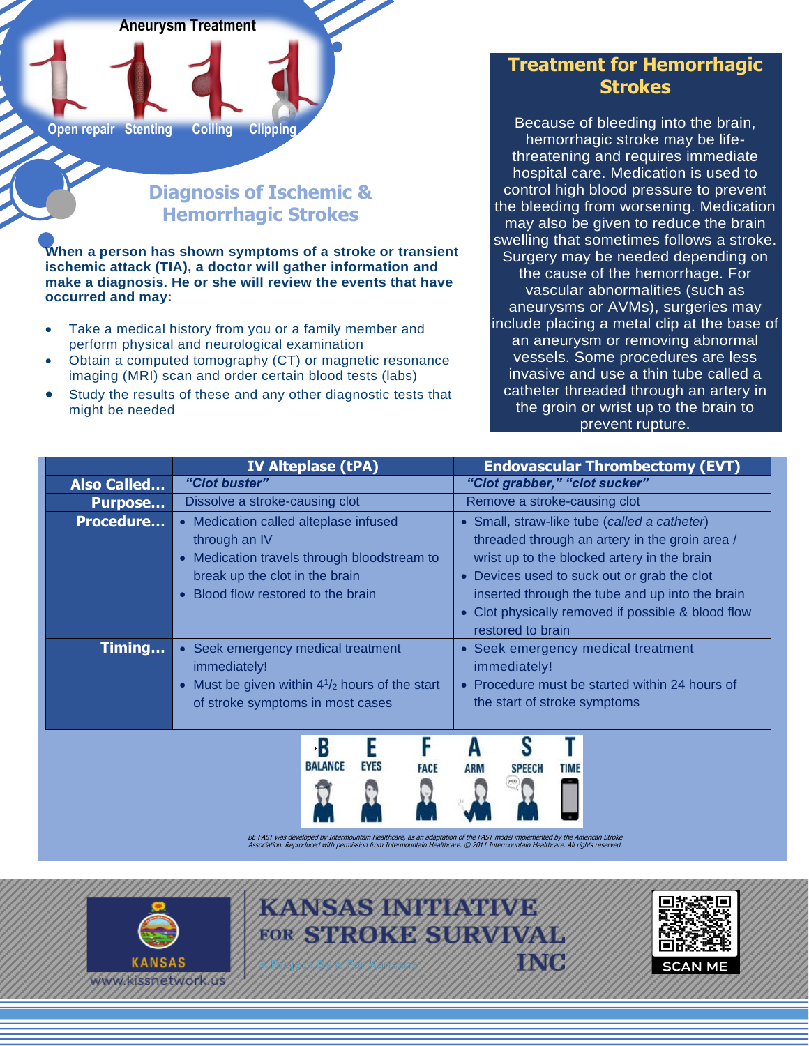Aneurysm Treatment

Open repair Stenting Coiling Clipping

## Diagnosis of Ischemic & Hemorrhagic Strokes

**When a person has shown symptoms of a stroke or transient ischemic attack (TIA), a doctor will gather information and make a diagnosis. He or she will review the events that have occurred and may:**

- Take a medical history from you or a family member and perform physical and neurological examination
- Obtain a computed tomography (CT) or magnetic resonance imaging (MRI) scan and order certain blood tests (labs)
- Study the results of these and any other diagnostic tests that might be needed

## Treatment for Hemorrhagic Strokes

Because of bleeding into the brain, hemorrhagic stroke may be life-threatening and requires immediate hospital care. Medication is used to control high blood pressure to prevent the bleeding from worsening. Medication may also be given to reduce the brain swelling that sometimes follows a stroke. Surgery may be needed depending on the cause of the hemorrhage. For vascular abnormalities (such as aneurysms or AVMs), surgeries may include placing a metal clip at the base of an aneurysm or removing abnormal vessels. Some procedures are less invasive and use a thin tube called a catheter threaded through an artery in the groin or wrist up to the brain to prevent rupture.

| | IV Alteplase (tPA) | Endovascular Thrombectomy (EVT) |
|---|---|---|
| **Also Called…** | ***"Clot buster"*** | ***"Clot grabber," "clot sucker"*** |
| **Purpose…** | Dissolve a stroke-causing clot | Remove a stroke-causing clot |
| **Procedure…** | • Medication called alteplase infused through an IV<br>• Medication travels through bloodstream to break up the clot in the brain<br>• Blood flow restored to the brain | • Small, straw-like tube (*called a catheter*) threaded through an artery in the groin area / wrist up to the blocked artery in the brain<br>• Devices used to suck out or grab the clot inserted through the tube and up into the brain<br>• Clot physically removed if possible & blood flow restored to brain |
| **Timing…** | • Seek emergency medical treatment immediately!<br>• Must be given within $4^1/_2$ hours of the start of stroke symptoms in most cases | • Seek emergency medical treatment immediately!<br>• Procedure must be started within 24 hours of the start of stroke symptoms |

B BALANCE E EYES F FACE A ARM S SPEECH T TIME

*BE FAST was developed by Intermountain Healthcare, as an adaptation of the FAST model implemented by the American Stroke Association. Reproduced with permission from Intermountain Healthcare. © 2011 Intermountain Healthcare. All rights reserved.*

KANSAS

www.kissnetwork.us

KANSAS INITIATIVE FOR STROKE SURVIVAL INC

A Project By & For Kansans

SCAN ME